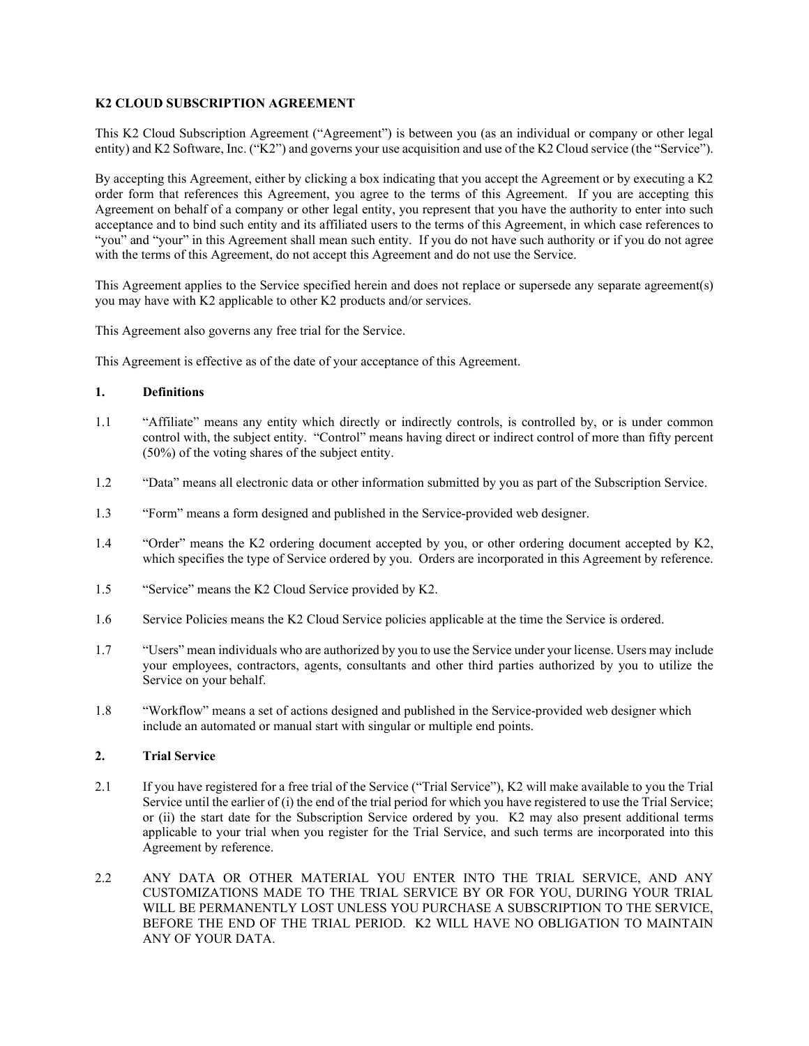**K2 CLOUD SUBSCRIPTION AGREEMENT**

This K2 Cloud Subscription Agreement ("Agreement") is between you (as an individual or company or other legal entity) and K2 Software, Inc. ("K2") and governs your use acquisition and use of the K2 Cloud service (the "Service").

By accepting this Agreement, either by clicking a box indicating that you accept the Agreement or by executing a K2 order form that references this Agreement, you agree to the terms of this Agreement. If you are accepting this Agreement on behalf of a company or other legal entity, you represent that you have the authority to enter into such acceptance and to bind such entity and its affiliated users to the terms of this Agreement, in which case references to "you" and "your" in this Agreement shall mean such entity. If you do not have such authority or if you do not agree with the terms of this Agreement, do not accept this Agreement and do not use the Service.

This Agreement applies to the Service specified herein and does not replace or supersede any separate agreement(s) you may have with K2 applicable to other K2 products and/or services.

This Agreement also governs any free trial for the Service.

This Agreement is effective as of the date of your acceptance of this Agreement.

**1. Definitions**

1.1 "Affiliate" means any entity which directly or indirectly controls, is controlled by, or is under common control with, the subject entity. "Control" means having direct or indirect control of more than fifty percent (50%) of the voting shares of the subject entity.

1.2 "Data" means all electronic data or other information submitted by you as part of the Subscription Service.

1.3 "Form" means a form designed and published in the Service-provided web designer.

1.4 "Order" means the K2 ordering document accepted by you, or other ordering document accepted by K2, which specifies the type of Service ordered by you. Orders are incorporated in this Agreement by reference.

1.5 "Service" means the K2 Cloud Service provided by K2.

1.6 Service Policies means the K2 Cloud Service policies applicable at the time the Service is ordered.

1.7 "Users" mean individuals who are authorized by you to use the Service under your license. Users may include your employees, contractors, agents, consultants and other third parties authorized by you to utilize the Service on your behalf.

1.8 "Workflow" means a set of actions designed and published in the Service-provided web designer which include an automated or manual start with singular or multiple end points.

**2. Trial Service**

2.1 If you have registered for a free trial of the Service ("Trial Service"), K2 will make available to you the Trial Service until the earlier of (i) the end of the trial period for which you have registered to use the Trial Service; or (ii) the start date for the Subscription Service ordered by you. K2 may also present additional terms applicable to your trial when you register for the Trial Service, and such terms are incorporated into this Agreement by reference.

2.2 ANY DATA OR OTHER MATERIAL YOU ENTER INTO THE TRIAL SERVICE, AND ANY CUSTOMIZATIONS MADE TO THE TRIAL SERVICE BY OR FOR YOU, DURING YOUR TRIAL WILL BE PERMANENTLY LOST UNLESS YOU PURCHASE A SUBSCRIPTION TO THE SERVICE, BEFORE THE END OF THE TRIAL PERIOD. K2 WILL HAVE NO OBLIGATION TO MAINTAIN ANY OF YOUR DATA.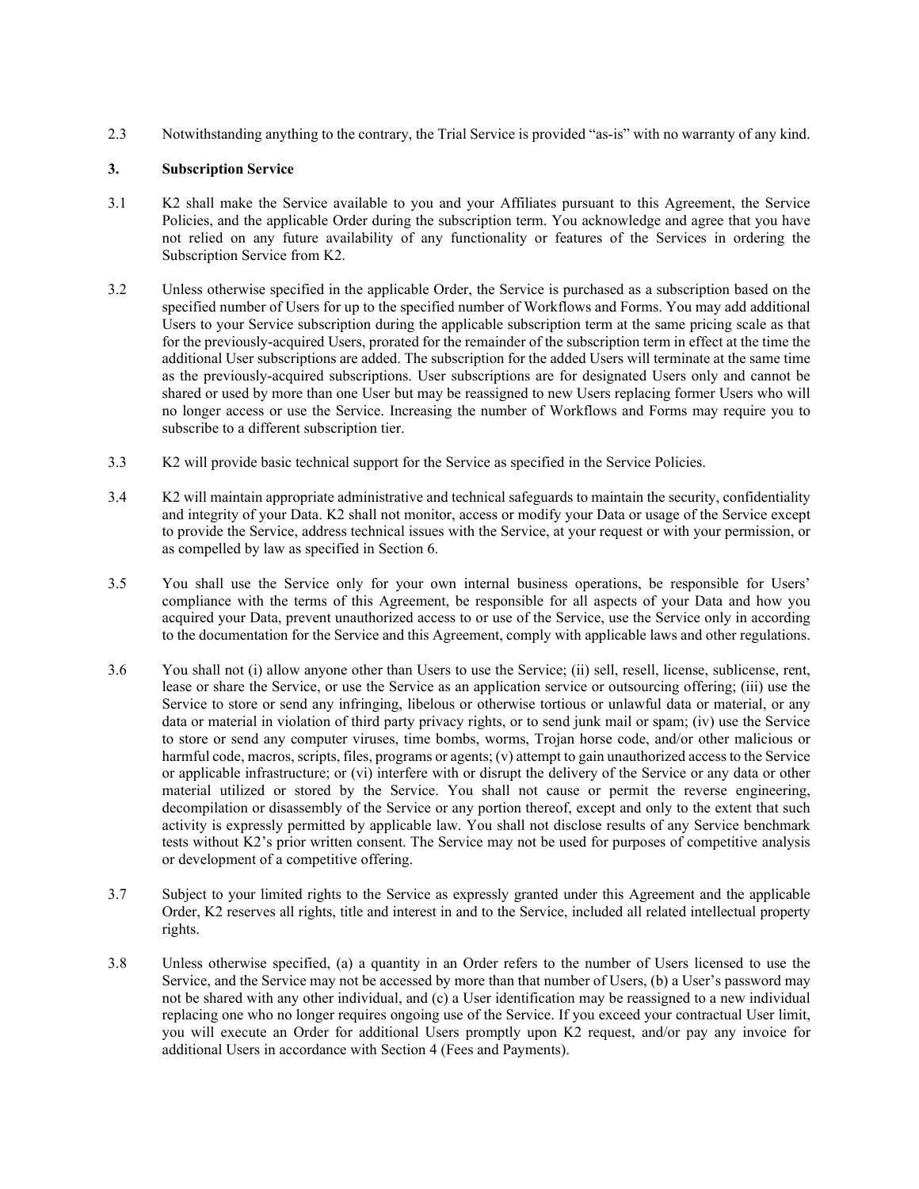2.3 Notwithstanding anything to the contrary, the Trial Service is provided "as-is" with no warranty of any kind.

### 3. Subscription Service

3.1 K2 shall make the Service available to you and your Affiliates pursuant to this Agreement, the Service Policies, and the applicable Order during the subscription term. You acknowledge and agree that you have not relied on any future availability of any functionality or features of the Services in ordering the Subscription Service from K2.

3.2 Unless otherwise specified in the applicable Order, the Service is purchased as a subscription based on the specified number of Users for up to the specified number of Workflows and Forms. You may add additional Users to your Service subscription during the applicable subscription term at the same pricing scale as that for the previously-acquired Users, prorated for the remainder of the subscription term in effect at the time the additional User subscriptions are added. The subscription for the added Users will terminate at the same time as the previously-acquired subscriptions. User subscriptions are for designated Users only and cannot be shared or used by more than one User but may be reassigned to new Users replacing former Users who will no longer access or use the Service. Increasing the number of Workflows and Forms may require you to subscribe to a different subscription tier.

3.3 K2 will provide basic technical support for the Service as specified in the Service Policies.

3.4 K2 will maintain appropriate administrative and technical safeguards to maintain the security, confidentiality and integrity of your Data. K2 shall not monitor, access or modify your Data or usage of the Service except to provide the Service, address technical issues with the Service, at your request or with your permission, or as compelled by law as specified in Section 6.

3.5 You shall use the Service only for your own internal business operations, be responsible for Users' compliance with the terms of this Agreement, be responsible for all aspects of your Data and how you acquired your Data, prevent unauthorized access to or use of the Service, use the Service only in according to the documentation for the Service and this Agreement, comply with applicable laws and other regulations.

3.6 You shall not (i) allow anyone other than Users to use the Service; (ii) sell, resell, license, sublicense, rent, lease or share the Service, or use the Service as an application service or outsourcing offering; (iii) use the Service to store or send any infringing, libelous or otherwise tortious or unlawful data or material, or any data or material in violation of third party privacy rights, or to send junk mail or spam; (iv) use the Service to store or send any computer viruses, time bombs, worms, Trojan horse code, and/or other malicious or harmful code, macros, scripts, files, programs or agents; (v) attempt to gain unauthorized access to the Service or applicable infrastructure; or (vi) interfere with or disrupt the delivery of the Service or any data or other material utilized or stored by the Service. You shall not cause or permit the reverse engineering, decompilation or disassembly of the Service or any portion thereof, except and only to the extent that such activity is expressly permitted by applicable law. You shall not disclose results of any Service benchmark tests without K2's prior written consent. The Service may not be used for purposes of competitive analysis or development of a competitive offering.

3.7 Subject to your limited rights to the Service as expressly granted under this Agreement and the applicable Order, K2 reserves all rights, title and interest in and to the Service, included all related intellectual property rights.

3.8 Unless otherwise specified, (a) a quantity in an Order refers to the number of Users licensed to use the Service, and the Service may not be accessed by more than that number of Users, (b) a User's password may not be shared with any other individual, and (c) a User identification may be reassigned to a new individual replacing one who no longer requires ongoing use of the Service. If you exceed your contractual User limit, you will execute an Order for additional Users promptly upon K2 request, and/or pay any invoice for additional Users in accordance with Section 4 (Fees and Payments).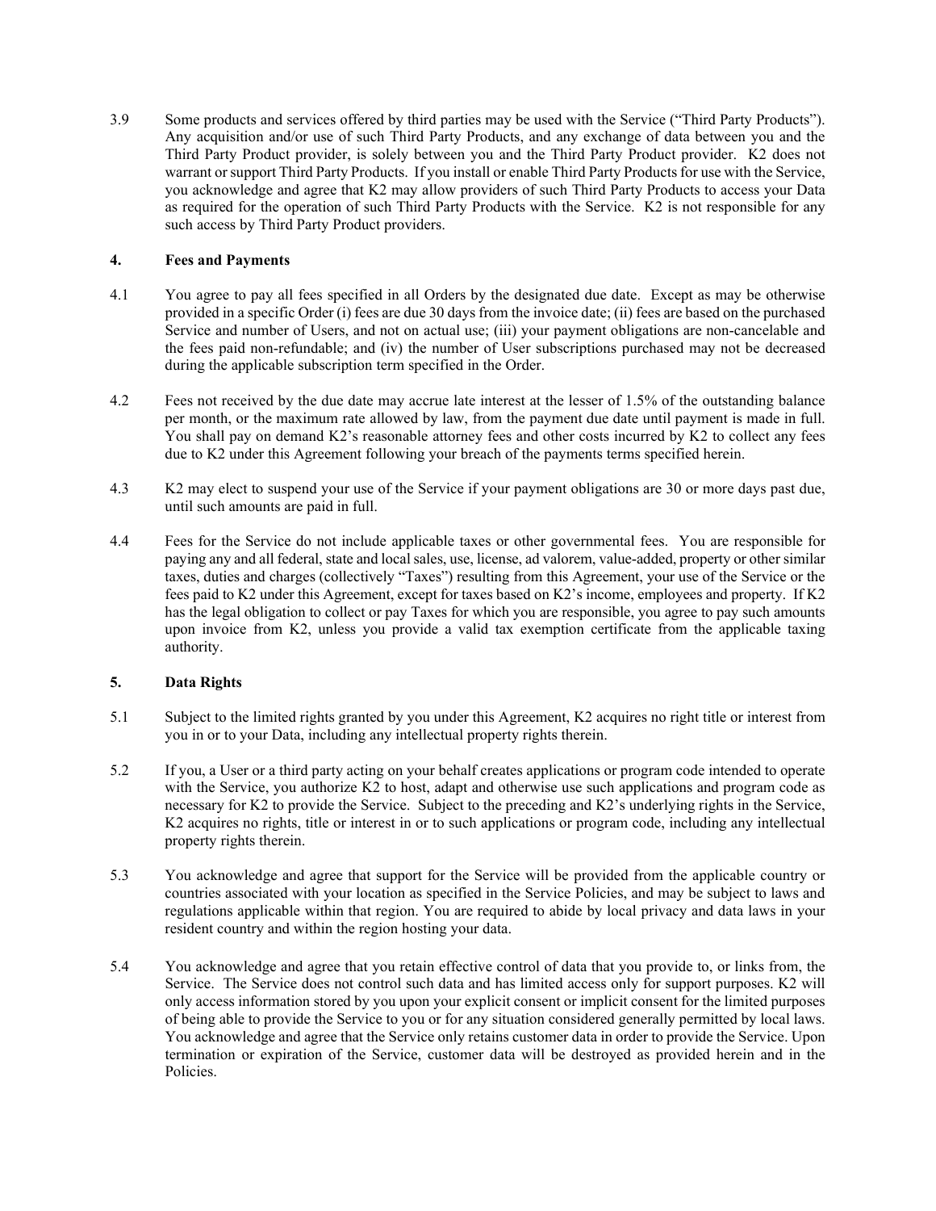3.9 Some products and services offered by third parties may be used with the Service ("Third Party Products"). Any acquisition and/or use of such Third Party Products, and any exchange of data between you and the Third Party Product provider, is solely between you and the Third Party Product provider. K2 does not warrant or support Third Party Products. If you install or enable Third Party Products for use with the Service, you acknowledge and agree that K2 may allow providers of such Third Party Products to access your Data as required for the operation of such Third Party Products with the Service. K2 is not responsible for any such access by Third Party Product providers.

## 4. Fees and Payments

4.1 You agree to pay all fees specified in all Orders by the designated due date. Except as may be otherwise provided in a specific Order (i) fees are due 30 days from the invoice date; (ii) fees are based on the purchased Service and number of Users, and not on actual use; (iii) your payment obligations are non-cancelable and the fees paid non-refundable; and (iv) the number of User subscriptions purchased may not be decreased during the applicable subscription term specified in the Order.

4.2 Fees not received by the due date may accrue late interest at the lesser of 1.5% of the outstanding balance per month, or the maximum rate allowed by law, from the payment due date until payment is made in full. You shall pay on demand K2's reasonable attorney fees and other costs incurred by K2 to collect any fees due to K2 under this Agreement following your breach of the payments terms specified herein.

4.3 K2 may elect to suspend your use of the Service if your payment obligations are 30 or more days past due, until such amounts are paid in full.

4.4 Fees for the Service do not include applicable taxes or other governmental fees. You are responsible for paying any and all federal, state and local sales, use, license, ad valorem, value-added, property or other similar taxes, duties and charges (collectively "Taxes") resulting from this Agreement, your use of the Service or the fees paid to K2 under this Agreement, except for taxes based on K2's income, employees and property. If K2 has the legal obligation to collect or pay Taxes for which you are responsible, you agree to pay such amounts upon invoice from K2, unless you provide a valid tax exemption certificate from the applicable taxing authority.

## 5. Data Rights

5.1 Subject to the limited rights granted by you under this Agreement, K2 acquires no right title or interest from you in or to your Data, including any intellectual property rights therein.

5.2 If you, a User or a third party acting on your behalf creates applications or program code intended to operate with the Service, you authorize K2 to host, adapt and otherwise use such applications and program code as necessary for K2 to provide the Service. Subject to the preceding and K2's underlying rights in the Service, K2 acquires no rights, title or interest in or to such applications or program code, including any intellectual property rights therein.

5.3 You acknowledge and agree that support for the Service will be provided from the applicable country or countries associated with your location as specified in the Service Policies, and may be subject to laws and regulations applicable within that region. You are required to abide by local privacy and data laws in your resident country and within the region hosting your data.

5.4 You acknowledge and agree that you retain effective control of data that you provide to, or links from, the Service. The Service does not control such data and has limited access only for support purposes. K2 will only access information stored by you upon your explicit consent or implicit consent for the limited purposes of being able to provide the Service to you or for any situation considered generally permitted by local laws. You acknowledge and agree that the Service only retains customer data in order to provide the Service. Upon termination or expiration of the Service, customer data will be destroyed as provided herein and in the Policies.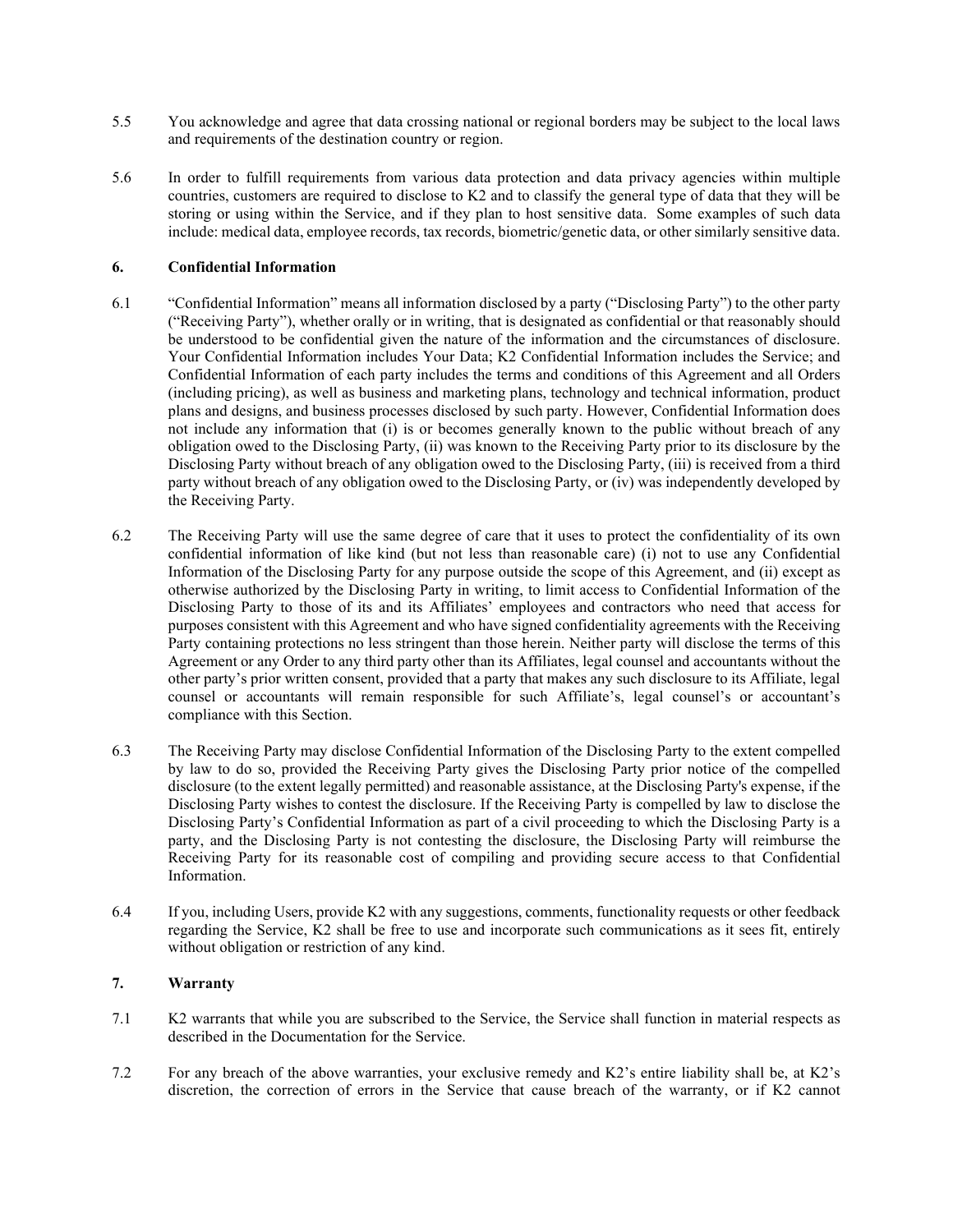5.5 You acknowledge and agree that data crossing national or regional borders may be subject to the local laws and requirements of the destination country or region.

5.6 In order to fulfill requirements from various data protection and data privacy agencies within multiple countries, customers are required to disclose to K2 and to classify the general type of data that they will be storing or using within the Service, and if they plan to host sensitive data. Some examples of such data include: medical data, employee records, tax records, biometric/genetic data, or other similarly sensitive data.

## 6. Confidential Information

6.1 “Confidential Information” means all information disclosed by a party (“Disclosing Party”) to the other party (“Receiving Party”), whether orally or in writing, that is designated as confidential or that reasonably should be understood to be confidential given the nature of the information and the circumstances of disclosure. Your Confidential Information includes Your Data; K2 Confidential Information includes the Service; and Confidential Information of each party includes the terms and conditions of this Agreement and all Orders (including pricing), as well as business and marketing plans, technology and technical information, product plans and designs, and business processes disclosed by such party. However, Confidential Information does not include any information that (i) is or becomes generally known to the public without breach of any obligation owed to the Disclosing Party, (ii) was known to the Receiving Party prior to its disclosure by the Disclosing Party without breach of any obligation owed to the Disclosing Party, (iii) is received from a third party without breach of any obligation owed to the Disclosing Party, or (iv) was independently developed by the Receiving Party.

6.2 The Receiving Party will use the same degree of care that it uses to protect the confidentiality of its own confidential information of like kind (but not less than reasonable care) (i) not to use any Confidential Information of the Disclosing Party for any purpose outside the scope of this Agreement, and (ii) except as otherwise authorized by the Disclosing Party in writing, to limit access to Confidential Information of the Disclosing Party to those of its and its Affiliates’ employees and contractors who need that access for purposes consistent with this Agreement and who have signed confidentiality agreements with the Receiving Party containing protections no less stringent than those herein. Neither party will disclose the terms of this Agreement or any Order to any third party other than its Affiliates, legal counsel and accountants without the other party’s prior written consent, provided that a party that makes any such disclosure to its Affiliate, legal counsel or accountants will remain responsible for such Affiliate’s, legal counsel’s or accountant’s compliance with this Section.

6.3 The Receiving Party may disclose Confidential Information of the Disclosing Party to the extent compelled by law to do so, provided the Receiving Party gives the Disclosing Party prior notice of the compelled disclosure (to the extent legally permitted) and reasonable assistance, at the Disclosing Party's expense, if the Disclosing Party wishes to contest the disclosure. If the Receiving Party is compelled by law to disclose the Disclosing Party’s Confidential Information as part of a civil proceeding to which the Disclosing Party is a party, and the Disclosing Party is not contesting the disclosure, the Disclosing Party will reimburse the Receiving Party for its reasonable cost of compiling and providing secure access to that Confidential Information.

6.4 If you, including Users, provide K2 with any suggestions, comments, functionality requests or other feedback regarding the Service, K2 shall be free to use and incorporate such communications as it sees fit, entirely without obligation or restriction of any kind.

## 7. Warranty

7.1 K2 warrants that while you are subscribed to the Service, the Service shall function in material respects as described in the Documentation for the Service.

7.2 For any breach of the above warranties, your exclusive remedy and K2’s entire liability shall be, at K2’s discretion, the correction of errors in the Service that cause breach of the warranty, or if K2 cannot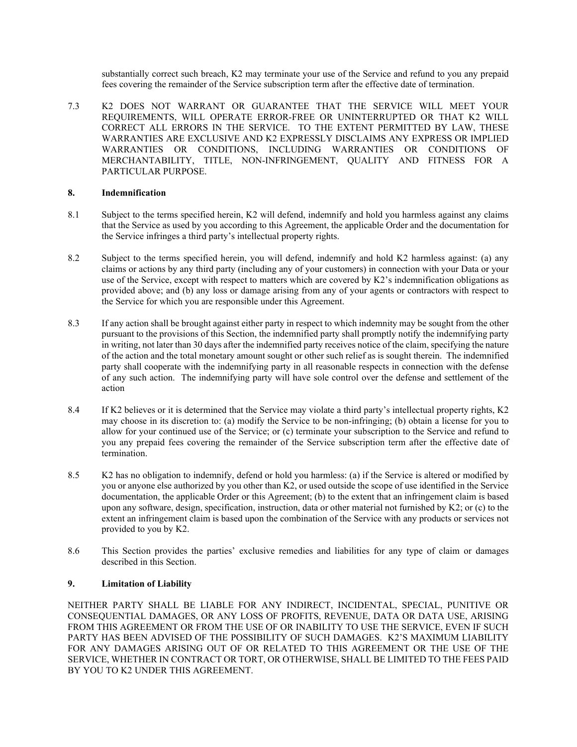substantially correct such breach, K2 may terminate your use of the Service and refund to you any prepaid fees covering the remainder of the Service subscription term after the effective date of termination.

7.3 K2 DOES NOT WARRANT OR GUARANTEE THAT THE SERVICE WILL MEET YOUR REQUIREMENTS, WILL OPERATE ERROR-FREE OR UNINTERRUPTED OR THAT K2 WILL CORRECT ALL ERRORS IN THE SERVICE. TO THE EXTENT PERMITTED BY LAW, THESE WARRANTIES ARE EXCLUSIVE AND K2 EXPRESSLY DISCLAIMS ANY EXPRESS OR IMPLIED WARRANTIES OR CONDITIONS, INCLUDING WARRANTIES OR CONDITIONS OF MERCHANTABILITY, TITLE, NON-INFRINGEMENT, QUALITY AND FITNESS FOR A PARTICULAR PURPOSE.

## 8. Indemnification

8.1 Subject to the terms specified herein, K2 will defend, indemnify and hold you harmless against any claims that the Service as used by you according to this Agreement, the applicable Order and the documentation for the Service infringes a third party's intellectual property rights.

8.2 Subject to the terms specified herein, you will defend, indemnify and hold K2 harmless against: (a) any claims or actions by any third party (including any of your customers) in connection with your Data or your use of the Service, except with respect to matters which are covered by K2's indemnification obligations as provided above; and (b) any loss or damage arising from any of your agents or contractors with respect to the Service for which you are responsible under this Agreement.

8.3 If any action shall be brought against either party in respect to which indemnity may be sought from the other pursuant to the provisions of this Section, the indemnified party shall promptly notify the indemnifying party in writing, not later than 30 days after the indemnified party receives notice of the claim, specifying the nature of the action and the total monetary amount sought or other such relief as is sought therein. The indemnified party shall cooperate with the indemnifying party in all reasonable respects in connection with the defense of any such action. The indemnifying party will have sole control over the defense and settlement of the action

8.4 If K2 believes or it is determined that the Service may violate a third party's intellectual property rights, K2 may choose in its discretion to: (a) modify the Service to be non-infringing; (b) obtain a license for you to allow for your continued use of the Service; or (c) terminate your subscription to the Service and refund to you any prepaid fees covering the remainder of the Service subscription term after the effective date of termination.

8.5 K2 has no obligation to indemnify, defend or hold you harmless: (a) if the Service is altered or modified by you or anyone else authorized by you other than K2, or used outside the scope of use identified in the Service documentation, the applicable Order or this Agreement; (b) to the extent that an infringement claim is based upon any software, design, specification, instruction, data or other material not furnished by K2; or (c) to the extent an infringement claim is based upon the combination of the Service with any products or services not provided to you by K2.

8.6 This Section provides the parties' exclusive remedies and liabilities for any type of claim or damages described in this Section.

## 9. Limitation of Liability

NEITHER PARTY SHALL BE LIABLE FOR ANY INDIRECT, INCIDENTAL, SPECIAL, PUNITIVE OR CONSEQUENTIAL DAMAGES, OR ANY LOSS OF PROFITS, REVENUE, DATA OR DATA USE, ARISING FROM THIS AGREEMENT OR FROM THE USE OF OR INABILITY TO USE THE SERVICE, EVEN IF SUCH PARTY HAS BEEN ADVISED OF THE POSSIBILITY OF SUCH DAMAGES. K2'S MAXIMUM LIABILITY FOR ANY DAMAGES ARISING OUT OF OR RELATED TO THIS AGREEMENT OR THE USE OF THE SERVICE, WHETHER IN CONTRACT OR TORT, OR OTHERWISE, SHALL BE LIMITED TO THE FEES PAID BY YOU TO K2 UNDER THIS AGREEMENT.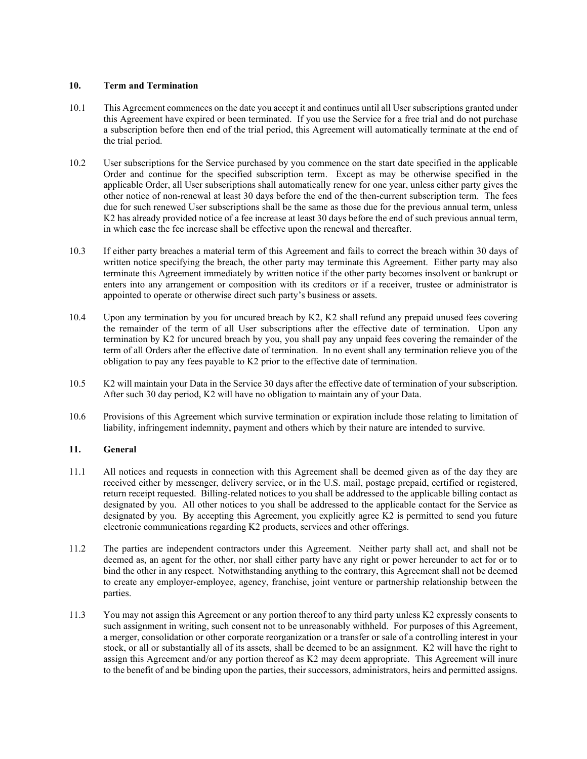## 10. Term and Termination

10.1 This Agreement commences on the date you accept it and continues until all User subscriptions granted under this Agreement have expired or been terminated. If you use the Service for a free trial and do not purchase a subscription before then end of the trial period, this Agreement will automatically terminate at the end of the trial period.

10.2 User subscriptions for the Service purchased by you commence on the start date specified in the applicable Order and continue for the specified subscription term. Except as may be otherwise specified in the applicable Order, all User subscriptions shall automatically renew for one year, unless either party gives the other notice of non-renewal at least 30 days before the end of the then-current subscription term. The fees due for such renewed User subscriptions shall be the same as those due for the previous annual term, unless K2 has already provided notice of a fee increase at least 30 days before the end of such previous annual term, in which case the fee increase shall be effective upon the renewal and thereafter.

10.3 If either party breaches a material term of this Agreement and fails to correct the breach within 30 days of written notice specifying the breach, the other party may terminate this Agreement. Either party may also terminate this Agreement immediately by written notice if the other party becomes insolvent or bankrupt or enters into any arrangement or composition with its creditors or if a receiver, trustee or administrator is appointed to operate or otherwise direct such party's business or assets.

10.4 Upon any termination by you for uncured breach by K2, K2 shall refund any prepaid unused fees covering the remainder of the term of all User subscriptions after the effective date of termination. Upon any termination by K2 for uncured breach by you, you shall pay any unpaid fees covering the remainder of the term of all Orders after the effective date of termination. In no event shall any termination relieve you of the obligation to pay any fees payable to K2 prior to the effective date of termination.

10.5 K2 will maintain your Data in the Service 30 days after the effective date of termination of your subscription. After such 30 day period, K2 will have no obligation to maintain any of your Data.

10.6 Provisions of this Agreement which survive termination or expiration include those relating to limitation of liability, infringement indemnity, payment and others which by their nature are intended to survive.

## 11. General

11.1 All notices and requests in connection with this Agreement shall be deemed given as of the day they are received either by messenger, delivery service, or in the U.S. mail, postage prepaid, certified or registered, return receipt requested. Billing-related notices to you shall be addressed to the applicable billing contact as designated by you. All other notices to you shall be addressed to the applicable contact for the Service as designated by you. By accepting this Agreement, you explicitly agree K2 is permitted to send you future electronic communications regarding K2 products, services and other offerings.

11.2 The parties are independent contractors under this Agreement. Neither party shall act, and shall not be deemed as, an agent for the other, nor shall either party have any right or power hereunder to act for or to bind the other in any respect. Notwithstanding anything to the contrary, this Agreement shall not be deemed to create any employer-employee, agency, franchise, joint venture or partnership relationship between the parties.

11.3 You may not assign this Agreement or any portion thereof to any third party unless K2 expressly consents to such assignment in writing, such consent not to be unreasonably withheld. For purposes of this Agreement, a merger, consolidation or other corporate reorganization or a transfer or sale of a controlling interest in your stock, or all or substantially all of its assets, shall be deemed to be an assignment. K2 will have the right to assign this Agreement and/or any portion thereof as K2 may deem appropriate. This Agreement will inure to the benefit of and be binding upon the parties, their successors, administrators, heirs and permitted assigns.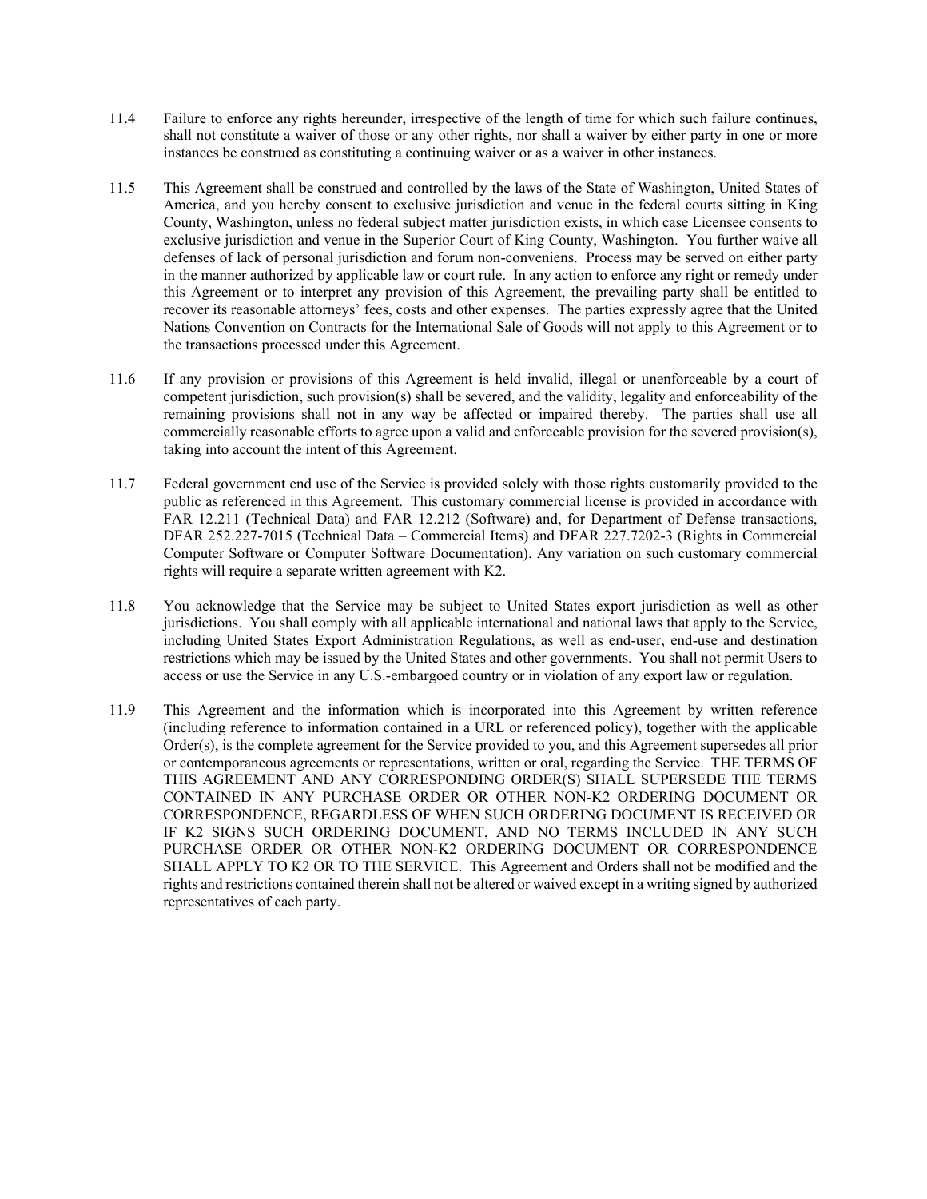11.4 Failure to enforce any rights hereunder, irrespective of the length of time for which such failure continues, shall not constitute a waiver of those or any other rights, nor shall a waiver by either party in one or more instances be construed as constituting a continuing waiver or as a waiver in other instances.

11.5 This Agreement shall be construed and controlled by the laws of the State of Washington, United States of America, and you hereby consent to exclusive jurisdiction and venue in the federal courts sitting in King County, Washington, unless no federal subject matter jurisdiction exists, in which case Licensee consents to exclusive jurisdiction and venue in the Superior Court of King County, Washington. You further waive all defenses of lack of personal jurisdiction and forum non-conveniens. Process may be served on either party in the manner authorized by applicable law or court rule. In any action to enforce any right or remedy under this Agreement or to interpret any provision of this Agreement, the prevailing party shall be entitled to recover its reasonable attorneys' fees, costs and other expenses. The parties expressly agree that the United Nations Convention on Contracts for the International Sale of Goods will not apply to this Agreement or to the transactions processed under this Agreement.

11.6 If any provision or provisions of this Agreement is held invalid, illegal or unenforceable by a court of competent jurisdiction, such provision(s) shall be severed, and the validity, legality and enforceability of the remaining provisions shall not in any way be affected or impaired thereby. The parties shall use all commercially reasonable efforts to agree upon a valid and enforceable provision for the severed provision(s), taking into account the intent of this Agreement.

11.7 Federal government end use of the Service is provided solely with those rights customarily provided to the public as referenced in this Agreement. This customary commercial license is provided in accordance with FAR 12.211 (Technical Data) and FAR 12.212 (Software) and, for Department of Defense transactions, DFAR 252.227-7015 (Technical Data – Commercial Items) and DFAR 227.7202-3 (Rights in Commercial Computer Software or Computer Software Documentation). Any variation on such customary commercial rights will require a separate written agreement with K2.

11.8 You acknowledge that the Service may be subject to United States export jurisdiction as well as other jurisdictions. You shall comply with all applicable international and national laws that apply to the Service, including United States Export Administration Regulations, as well as end-user, end-use and destination restrictions which may be issued by the United States and other governments. You shall not permit Users to access or use the Service in any U.S.-embargoed country or in violation of any export law or regulation.

11.9 This Agreement and the information which is incorporated into this Agreement by written reference (including reference to information contained in a URL or referenced policy), together with the applicable Order(s), is the complete agreement for the Service provided to you, and this Agreement supersedes all prior or contemporaneous agreements or representations, written or oral, regarding the Service. THE TERMS OF THIS AGREEMENT AND ANY CORRESPONDING ORDER(S) SHALL SUPERSEDE THE TERMS CONTAINED IN ANY PURCHASE ORDER OR OTHER NON-K2 ORDERING DOCUMENT OR CORRESPONDENCE, REGARDLESS OF WHEN SUCH ORDERING DOCUMENT IS RECEIVED OR IF K2 SIGNS SUCH ORDERING DOCUMENT, AND NO TERMS INCLUDED IN ANY SUCH PURCHASE ORDER OR OTHER NON-K2 ORDERING DOCUMENT OR CORRESPONDENCE SHALL APPLY TO K2 OR TO THE SERVICE. This Agreement and Orders shall not be modified and the rights and restrictions contained therein shall not be altered or waived except in a writing signed by authorized representatives of each party.